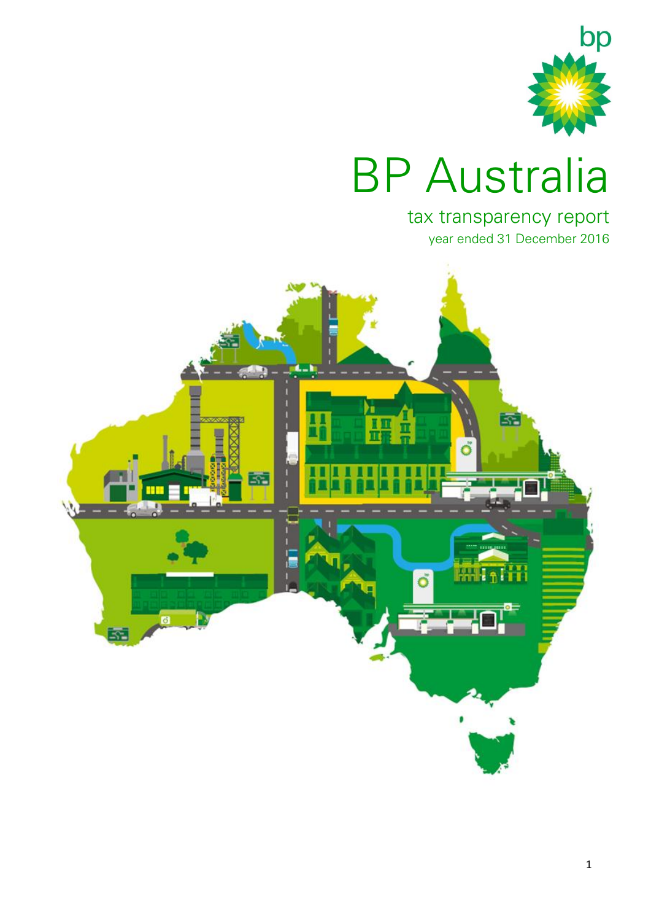# BP Australia

## tax transparency report

year ended 31 December 2016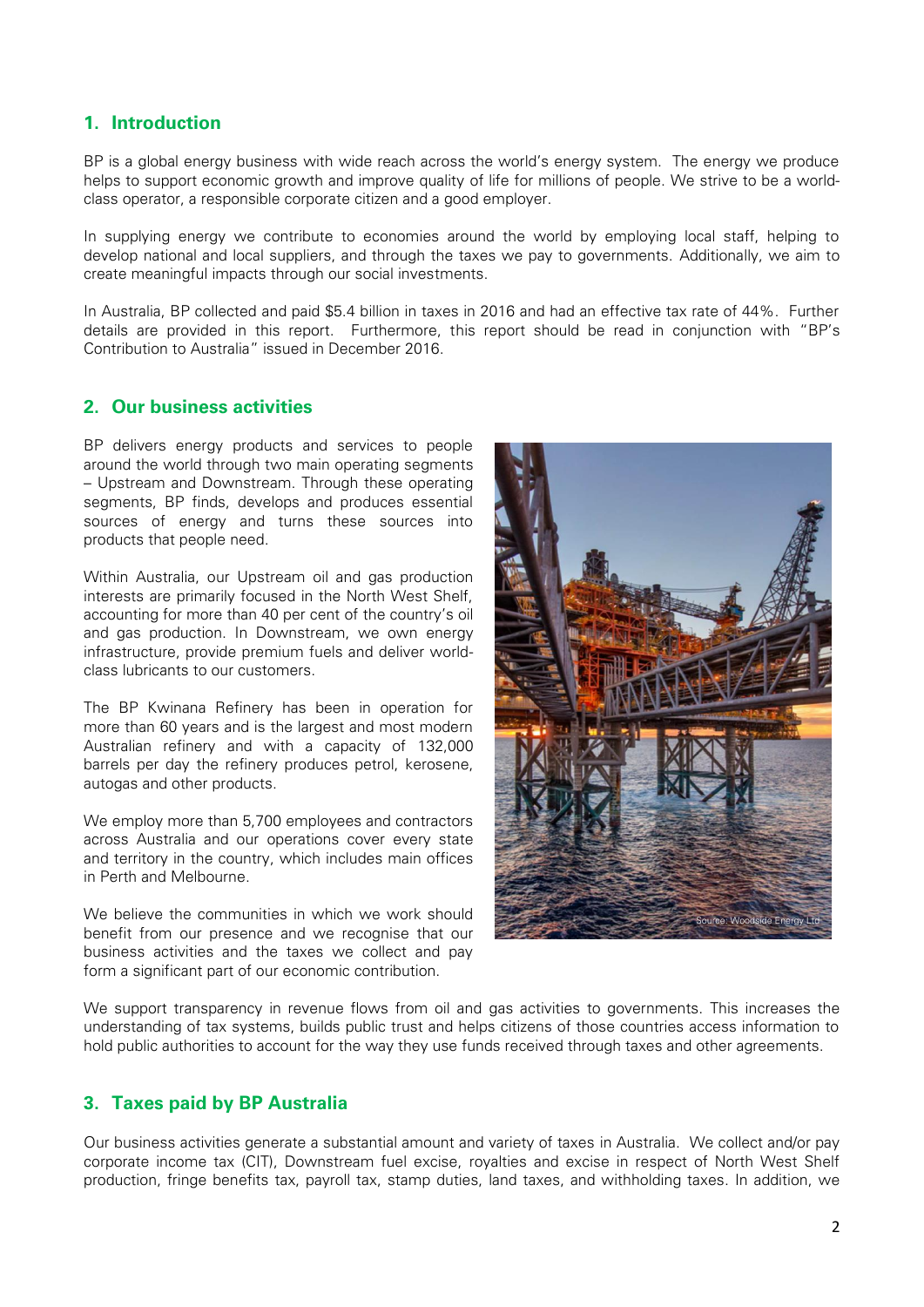## 1. Introduction

BP is a global energy business with wide reach across the world's energy system. The energy we produce helps to support economic growth and improve quality of life for millions of people. We strive to be a world-class operator, a responsible corporate citizen and a good employer.

In supplying energy we contribute to economies around the world by employing local staff, helping to develop national and local suppliers, and through the taxes we pay to governments. Additionally, we aim to create meaningful impacts through our social investments.

In Australia, BP collected and paid $5.4 billion in taxes in 2016 and had an effective tax rate of 44%. Further details are provided in this report. Furthermore, this report should be read in conjunction with "BP's Contribution to Australia" issued in December 2016.

## 2. Our business activities

BP delivers energy products and services to people around the world through two main operating segments – Upstream and Downstream. Through these operating segments, BP finds, develops and produces essential sources of energy and turns these sources into products that people need.

Within Australia, our Upstream oil and gas production interests are primarily focused in the North West Shelf, accounting for more than 40 per cent of the country's oil and gas production. In Downstream, we own energy infrastructure, provide premium fuels and deliver world-class lubricants to our customers.

The BP Kwinana Refinery has been in operation for more than 60 years and is the largest and most modern Australian refinery and with a capacity of 132,000 barrels per day the refinery produces petrol, kerosene, autogas and other products.

We employ more than 5,700 employees and contractors across Australia and our operations cover every state and territory in the country, which includes main offices in Perth and Melbourne.

We believe the communities in which we work should benefit from our presence and we recognise that our business activities and the taxes we collect and pay form a significant part of our economic contribution.

Source: Woodside Energy Ltd

We support transparency in revenue flows from oil and gas activities to governments. This increases the understanding of tax systems, builds public trust and helps citizens of those countries access information to hold public authorities to account for the way they use funds received through taxes and other agreements.

## 3. Taxes paid by BP Australia

Our business activities generate a substantial amount and variety of taxes in Australia. We collect and/or pay corporate income tax (CIT), Downstream fuel excise, royalties and excise in respect of North West Shelf production, fringe benefits tax, payroll tax, stamp duties, land taxes, and withholding taxes. In addition, we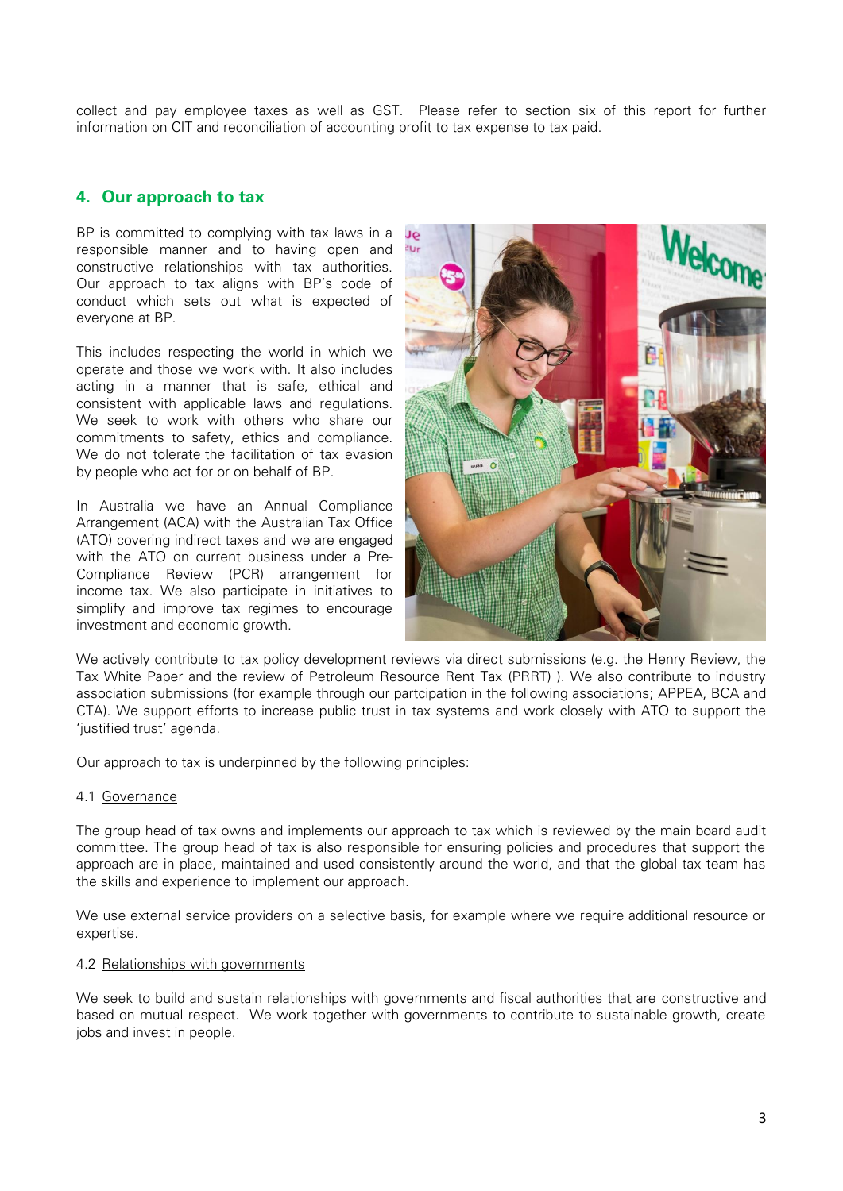collect and pay employee taxes as well as GST. Please refer to section six of this report for further information on CIT and reconciliation of accounting profit to tax expense to tax paid.

## 4. Our approach to tax

BP is committed to complying with tax laws in a responsible manner and to having open and constructive relationships with tax authorities. Our approach to tax aligns with BP's code of conduct which sets out what is expected of everyone at BP.

This includes respecting the world in which we operate and those we work with. It also includes acting in a manner that is safe, ethical and consistent with applicable laws and regulations. We seek to work with others who share our commitments to safety, ethics and compliance. We do not tolerate the facilitation of tax evasion by people who act for or on behalf of BP.

In Australia we have an Annual Compliance Arrangement (ACA) with the Australian Tax Office (ATO) covering indirect taxes and we are engaged with the ATO on current business under a Pre-Compliance Review (PCR) arrangement for income tax. We also participate in initiatives to simplify and improve tax regimes to encourage investment and economic growth.

We actively contribute to tax policy development reviews via direct submissions (e.g. the Henry Review, the Tax White Paper and the review of Petroleum Resource Rent Tax (PRRT) ). We also contribute to industry association submissions (for example through our partcipation in the following associations; APPEA, BCA and CTA). We support efforts to increase public trust in tax systems and work closely with ATO to support the 'justified trust' agenda.

Our approach to tax is underpinned by the following principles:

4.1 Governance

The group head of tax owns and implements our approach to tax which is reviewed by the main board audit committee. The group head of tax is also responsible for ensuring policies and procedures that support the approach are in place, maintained and used consistently around the world, and that the global tax team has the skills and experience to implement our approach.

We use external service providers on a selective basis, for example where we require additional resource or expertise.

4.2 Relationships with governments

We seek to build and sustain relationships with governments and fiscal authorities that are constructive and based on mutual respect. We work together with governments to contribute to sustainable growth, create jobs and invest in people.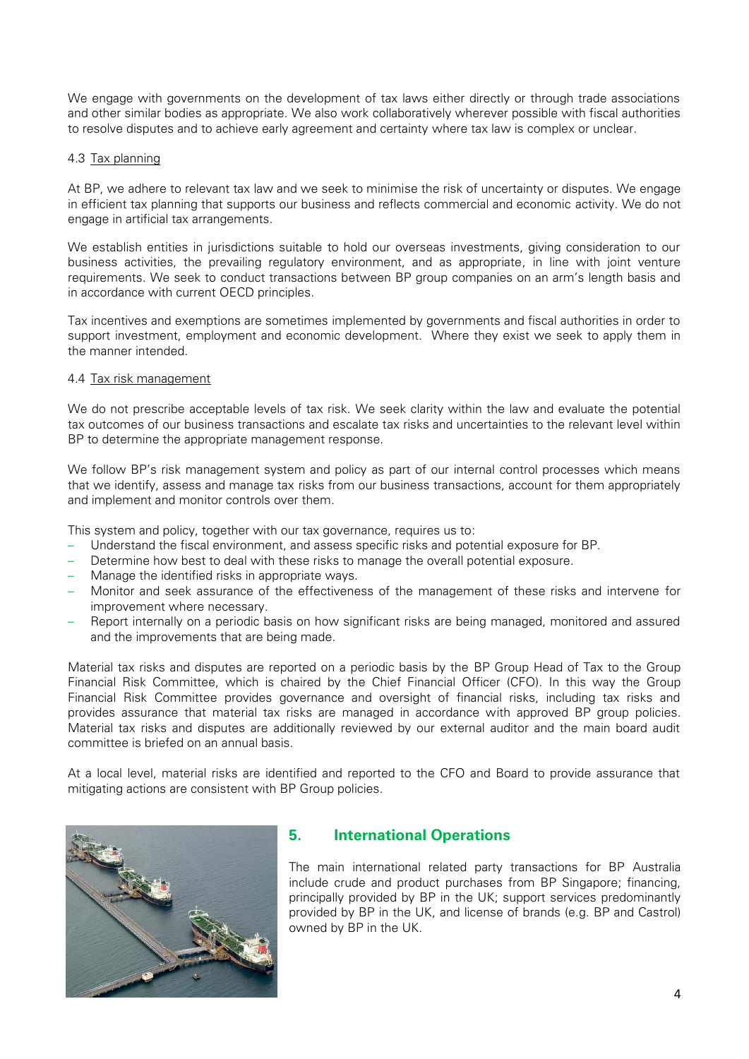We engage with governments on the development of tax laws either directly or through trade associations and other similar bodies as appropriate. We also work collaboratively wherever possible with fiscal authorities to resolve disputes and to achieve early agreement and certainty where tax law is complex or unclear.

### 4.3 Tax planning

At BP, we adhere to relevant tax law and we seek to minimise the risk of uncertainty or disputes. We engage in efficient tax planning that supports our business and reflects commercial and economic activity. We do not engage in artificial tax arrangements.

We establish entities in jurisdictions suitable to hold our overseas investments, giving consideration to our business activities, the prevailing regulatory environment, and as appropriate, in line with joint venture requirements. We seek to conduct transactions between BP group companies on an arm's length basis and in accordance with current OECD principles.

Tax incentives and exemptions are sometimes implemented by governments and fiscal authorities in order to support investment, employment and economic development. Where they exist we seek to apply them in the manner intended.

### 4.4 Tax risk management

We do not prescribe acceptable levels of tax risk. We seek clarity within the law and evaluate the potential tax outcomes of our business transactions and escalate tax risks and uncertainties to the relevant level within BP to determine the appropriate management response.

We follow BP's risk management system and policy as part of our internal control processes which means that we identify, assess and manage tax risks from our business transactions, account for them appropriately and implement and monitor controls over them.

This system and policy, together with our tax governance, requires us to:

- Understand the fiscal environment, and assess specific risks and potential exposure for BP.
- Determine how best to deal with these risks to manage the overall potential exposure.
- Manage the identified risks in appropriate ways.
- Monitor and seek assurance of the effectiveness of the management of these risks and intervene for improvement where necessary.
- Report internally on a periodic basis on how significant risks are being managed, monitored and assured and the improvements that are being made.

Material tax risks and disputes are reported on a periodic basis by the BP Group Head of Tax to the Group Financial Risk Committee, which is chaired by the Chief Financial Officer (CFO). In this way the Group Financial Risk Committee provides governance and oversight of financial risks, including tax risks and provides assurance that material tax risks are managed in accordance with approved BP group policies. Material tax risks and disputes are additionally reviewed by our external auditor and the main board audit committee is briefed on an annual basis.

At a local level, material risks are identified and reported to the CFO and Board to provide assurance that mitigating actions are consistent with BP Group policies.

## 5. International Operations

The main international related party transactions for BP Australia include crude and product purchases from BP Singapore; financing, principally provided by BP in the UK; support services predominantly provided by BP in the UK, and license of brands (e.g. BP and Castrol) owned by BP in the UK.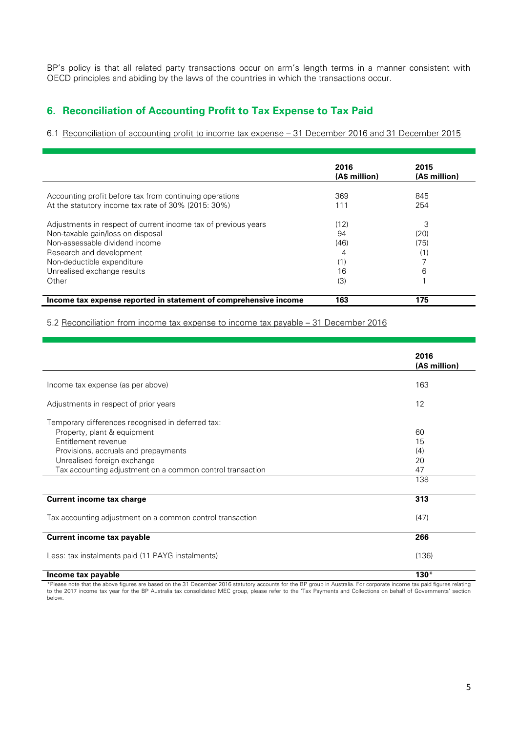BP's policy is that all related party transactions occur on arm's length terms in a manner consistent with OECD principles and abiding by the laws of the countries in which the transactions occur.

## 6. Reconciliation of Accounting Profit to Tax Expense to Tax Paid

6.1 Reconciliation of accounting profit to income tax expense – 31 December 2016 and 31 December 2015

| | 2016 (A$ million) | 2015 (A$ million) |
|---|---|---|
| Accounting profit before tax from continuing operations | 369 | 845 |
| At the statutory income tax rate of 30% (2015: 30%) | 111 | 254 |
| Adjustments in respect of current income tax of previous years | (12) | 3 |
| Non-taxable gain/loss on disposal | 94 | (20) |
| Non-assessable dividend income | (46) | (75) |
| Research and development | 4 | (1) |
| Non-deductible expenditure | (1) | 7 |
| Unrealised exchange results | 16 | 6 |
| Other | (3) | 1 |
| **Income tax expense reported in statement of comprehensive income** | **163** | **175** |

5.2 Reconciliation from income tax expense to income tax payable – 31 December 2016

| | 2016 (A$ million) |
|---|---|
| Income tax expense (as per above) | 163 |
| Adjustments in respect of prior years | 12 |
| Temporary differences recognised in deferred tax: | |
| Property, plant & equipment | 60 |
| Entitlement revenue | 15 |
| Provisions, accruals and prepayments | (4) |
| Unrealised foreign exchange | 20 |
| Tax accounting adjustment on a common control transaction | 47 |
| | 138 |
| **Current income tax charge** | **313** |
| Tax accounting adjustment on a common control transaction | (47) |
| **Current income tax payable** | **266** |
| Less: tax instalments paid (11 PAYG instalments) | (136) |
| **Income tax payable** | **130***|

*Please note that the above figures are based on the 31 December 2016 statutory accounts for the BP group in Australia. For corporate income tax paid figures relating to the 2017 income tax year for the BP Australia tax consolidated MEC group, please refer to the 'Tax Payments and Collections on behalf of Governments' section below.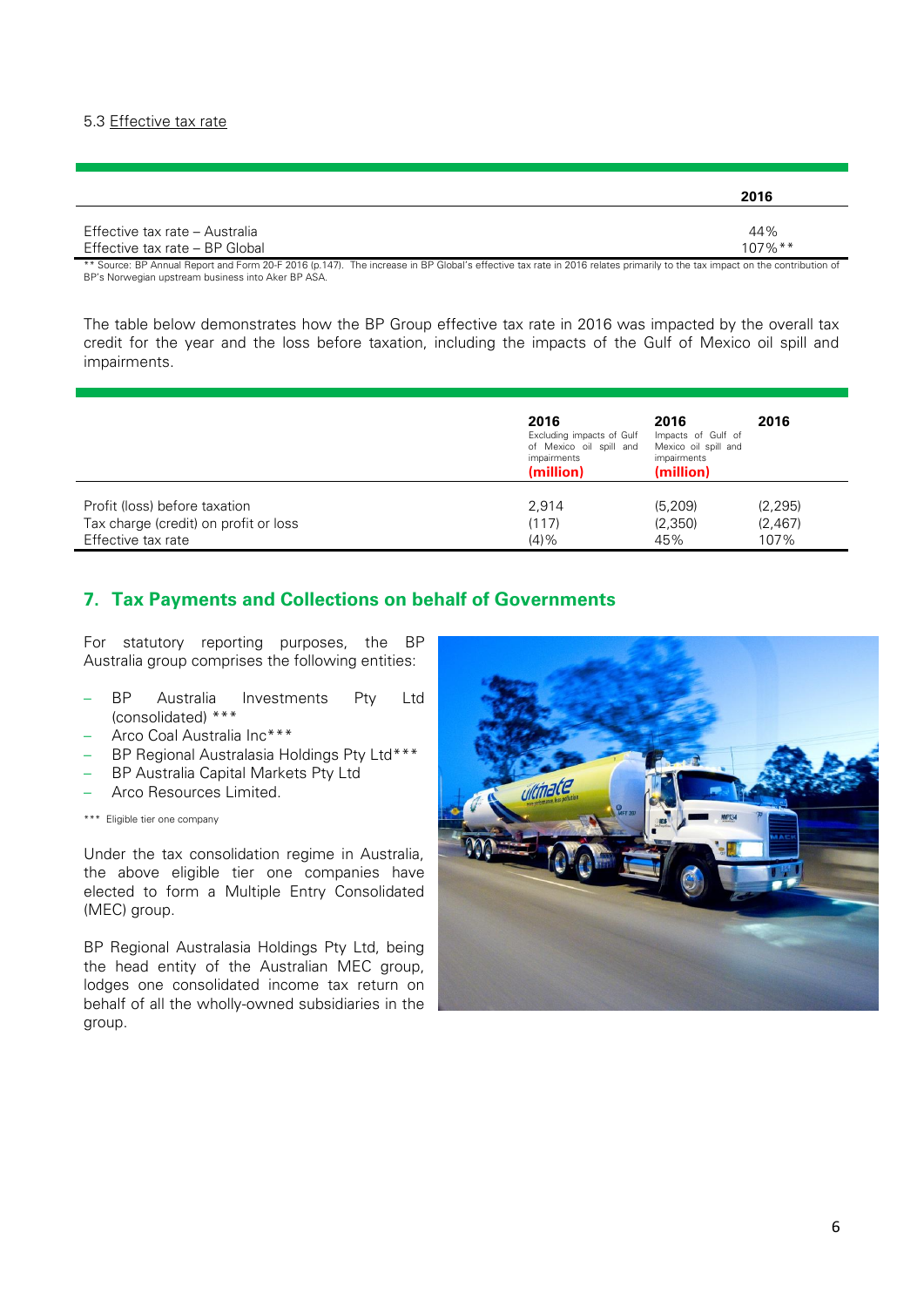5.3 Effective tax rate

| | 2016 |
|---|---|
| Effective tax rate – Australia | 44% |
| Effective tax rate – BP Global | 107%** |

** Source: BP Annual Report and Form 20-F 2016 (p.147). The increase in BP Global's effective tax rate in 2016 relates primarily to the tax impact on the contribution of BP's Norwegian upstream business into Aker BP ASA.

The table below demonstrates how the BP Group effective tax rate in 2016 was impacted by the overall tax credit for the year and the loss before taxation, including the impacts of the Gulf of Mexico oil spill and impairments.

| | **2016** Excluding impacts of Gulf of Mexico oil spill and impairments **(million)** | **2016** Impacts of Gulf of Mexico oil spill and impairments **(million)** | **2016** |
|---|---|---|---|
| Profit (loss) before taxation | 2,914 | (5,209) | (2,295) |
| Tax charge (credit) on profit or loss | (117) | (2,350) | (2,467) |
| Effective tax rate | (4)% | 45% | 107% |

## 7. Tax Payments and Collections on behalf of Governments

For statutory reporting purposes, the BP Australia group comprises the following entities:

- BP Australia Investments Pty Ltd (consolidated) ***
- Arco Coal Australia Inc***
- BP Regional Australasia Holdings Pty Ltd***
- BP Australia Capital Markets Pty Ltd
- Arco Resources Limited.

*** Eligible tier one company

Under the tax consolidation regime in Australia, the above eligible tier one companies have elected to form a Multiple Entry Consolidated (MEC) group.

BP Regional Australasia Holdings Pty Ltd, being the head entity of the Australian MEC group, lodges one consolidated income tax return on behalf of all the wholly-owned subsidiaries in the group.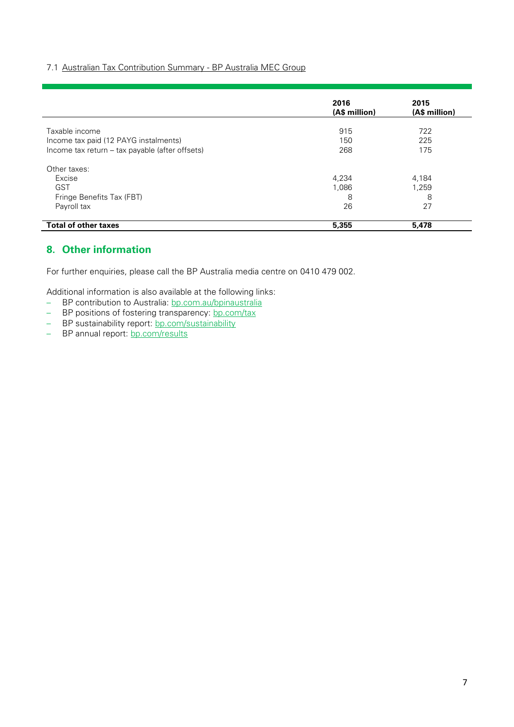7.1 Australian Tax Contribution Summary - BP Australia MEC Group

| | 2016 (A$ million) | 2015 (A$ million) |
|---|---|---|
| Taxable income | 915 | 722 |
| Income tax paid (12 PAYG instalments) | 150 | 225 |
| Income tax return – tax payable (after offsets) | 268 | 175 |
| Other taxes: | | |
| Excise | 4,234 | 4,184 |
| GST | 1,086 | 1,259 |
| Fringe Benefits Tax (FBT) | 8 | 8 |
| Payroll tax | 26 | 27 |
| **Total of other taxes** | **5,355** | **5,478** |

## 8. Other information

For further enquiries, please call the BP Australia media centre on 0410 479 002.

Additional information is also available at the following links:

- BP contribution to Australia: bp.com.au/bpinaustralia
- BP positions of fostering transparency: bp.com/tax
- BP sustainability report: bp.com/sustainability
- BP annual report: bp.com/results